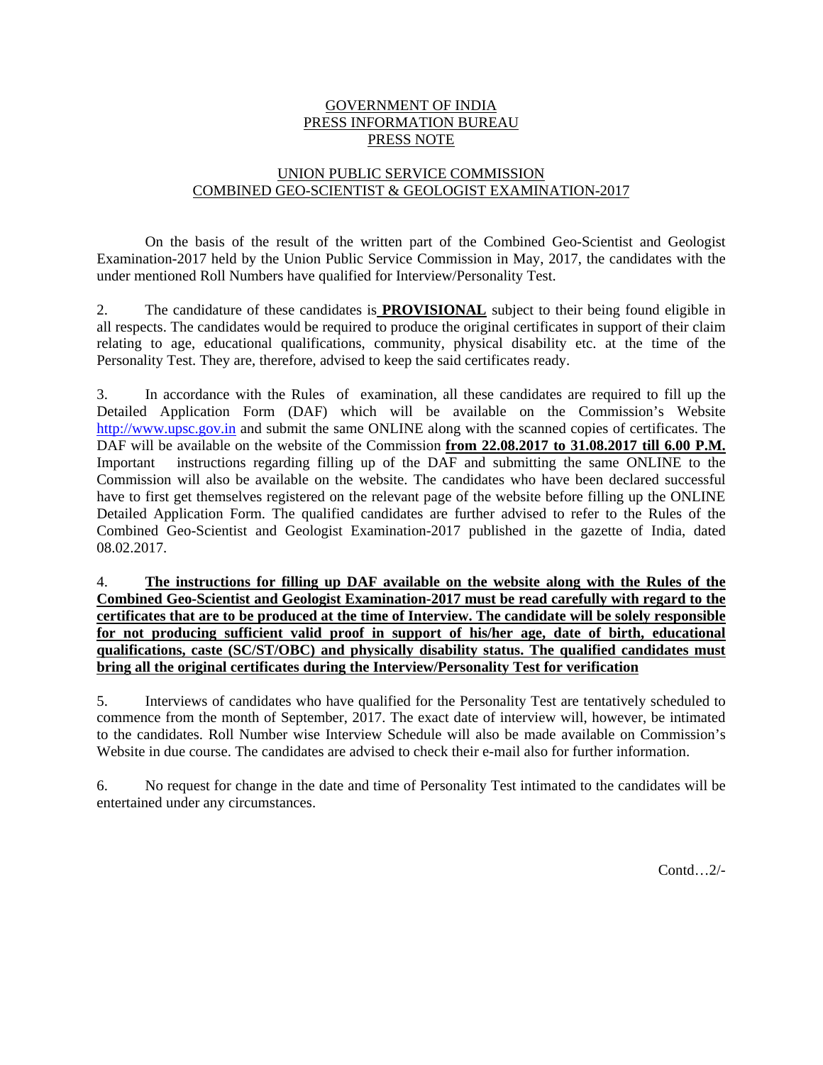GOVERNMENT OF INDIA
PRESS INFORMATION BUREAU
PRESS NOTE

UNION PUBLIC SERVICE COMMISSION
COMBINED GEO-SCIENTIST & GEOLOGIST EXAMINATION-2017

On the basis of the result of the written part of the Combined Geo-Scientist and Geologist Examination-2017 held by the Union Public Service Commission in May, 2017, the candidates with the under mentioned Roll Numbers have qualified for Interview/Personality Test.

2. The candidature of these candidates is **PROVISIONAL** subject to their being found eligible in all respects. The candidates would be required to produce the original certificates in support of their claim relating to age, educational qualifications, community, physical disability etc. at the time of the Personality Test. They are, therefore, advised to keep the said certificates ready.

3. In accordance with the Rules of examination, all these candidates are required to fill up the Detailed Application Form (DAF) which will be available on the Commission's Website http://www.upsc.gov.in and submit the same ONLINE along with the scanned copies of certificates. The DAF will be available on the website of the Commission **from 22.08.2017 to 31.08.2017 till 6.00 P.M.** Important instructions regarding filling up of the DAF and submitting the same ONLINE to the Commission will also be available on the website. The candidates who have been declared successful have to first get themselves registered on the relevant page of the website before filling up the ONLINE Detailed Application Form. The qualified candidates are further advised to refer to the Rules of the Combined Geo-Scientist and Geologist Examination-2017 published in the gazette of India, dated 08.02.2017.

4. **The instructions for filling up DAF available on the website along with the Rules of the Combined Geo-Scientist and Geologist Examination-2017 must be read carefully with regard to the certificates that are to be produced at the time of Interview. The candidate will be solely responsible for not producing sufficient valid proof in support of his/her age, date of birth, educational qualifications, caste (SC/ST/OBC) and physically disability status. The qualified candidates must bring all the original certificates during the Interview/Personality Test for verification**

5. Interviews of candidates who have qualified for the Personality Test are tentatively scheduled to commence from the month of September, 2017. The exact date of interview will, however, be intimated to the candidates. Roll Number wise Interview Schedule will also be made available on Commission's Website in due course. The candidates are advised to check their e-mail also for further information.

6. No request for change in the date and time of Personality Test intimated to the candidates will be entertained under any circumstances.

Contd…2/-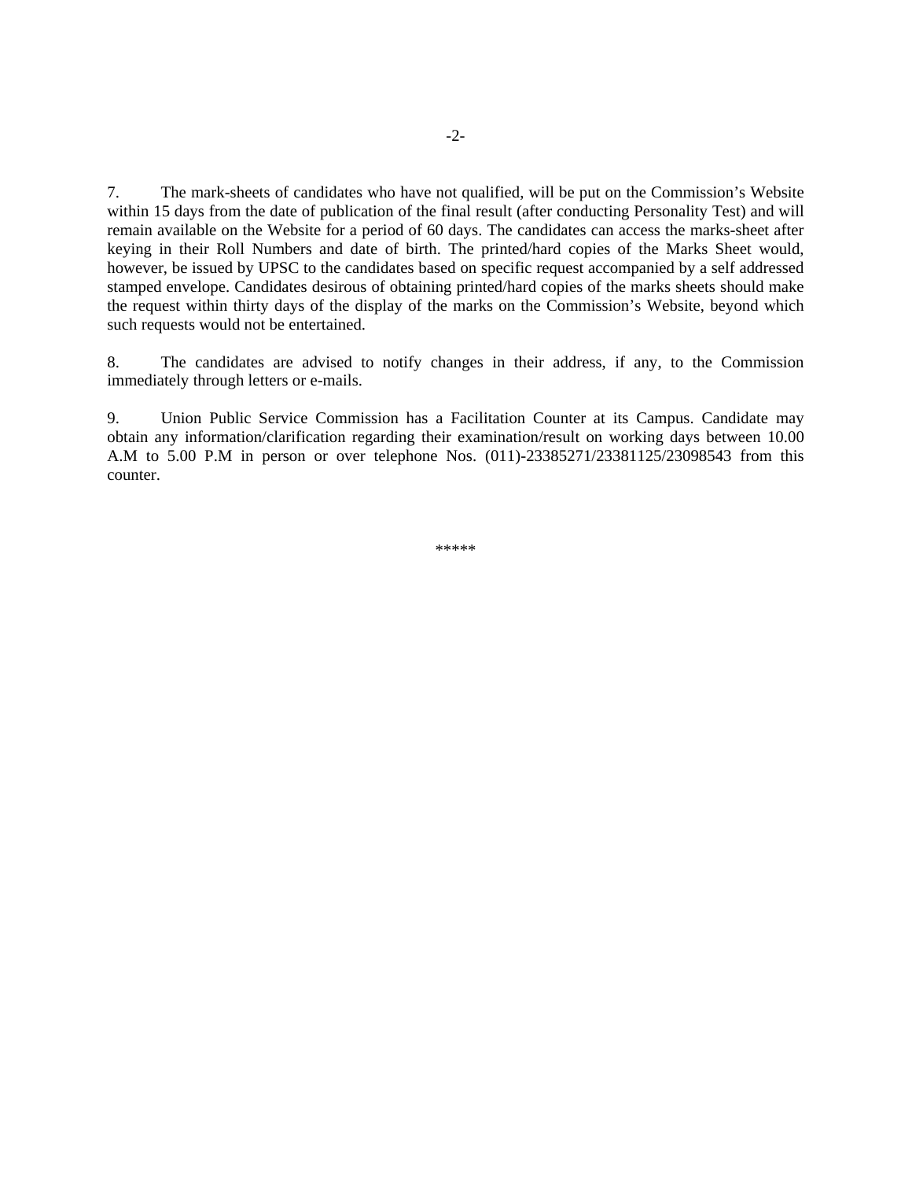7. The mark-sheets of candidates who have not qualified, will be put on the Commission's Website within 15 days from the date of publication of the final result (after conducting Personality Test) and will remain available on the Website for a period of 60 days. The candidates can access the marks-sheet after keying in their Roll Numbers and date of birth. The printed/hard copies of the Marks Sheet would, however, be issued by UPSC to the candidates based on specific request accompanied by a self addressed stamped envelope. Candidates desirous of obtaining printed/hard copies of the marks sheets should make the request within thirty days of the display of the marks on the Commission's Website, beyond which such requests would not be entertained.

8. The candidates are advised to notify changes in their address, if any, to the Commission immediately through letters or e-mails.

9. Union Public Service Commission has a Facilitation Counter at its Campus. Candidate may obtain any information/clarification regarding their examination/result on working days between 10.00 A.M to 5.00 P.M in person or over telephone Nos. (011)-23385271/23381125/23098543 from this counter.

*****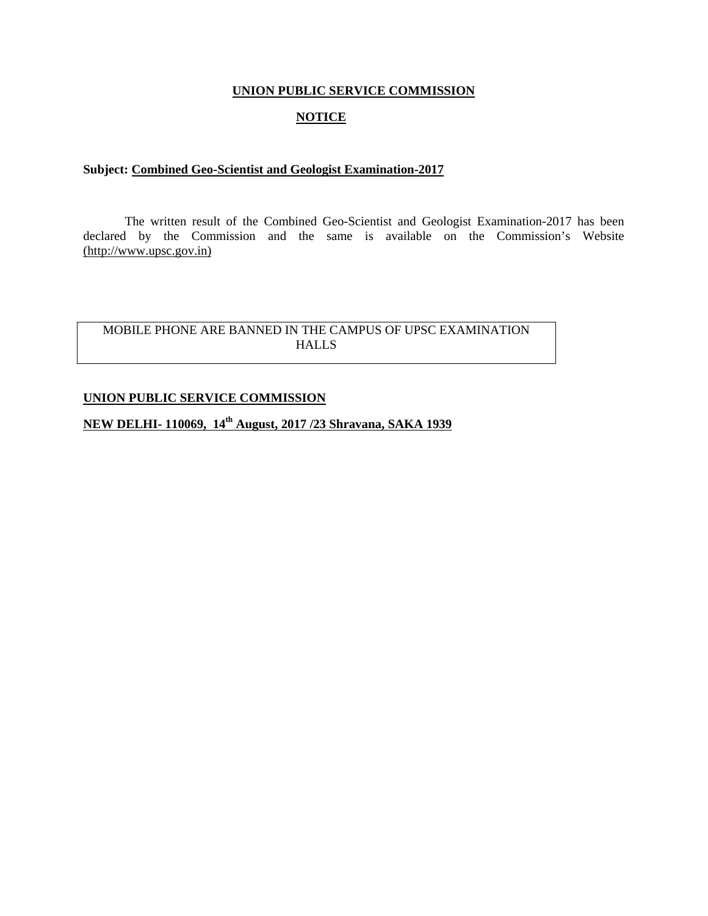**UNION PUBLIC SERVICE COMMISSION**

**NOTICE**

**Subject: Combined Geo-Scientist and Geologist Examination-2017**

The written result of the Combined Geo-Scientist and Geologist Examination-2017 has been declared by the Commission and the same is available on the Commission's Website (http://www.upsc.gov.in)

| MOBILE PHONE ARE BANNED IN THE CAMPUS OF UPSC EXAMINATION HALLS |
|---|

**UNION PUBLIC SERVICE COMMISSION**

**NEW DELHI- 110069, 14th August, 2017 /23 Shravana, SAKA 1939**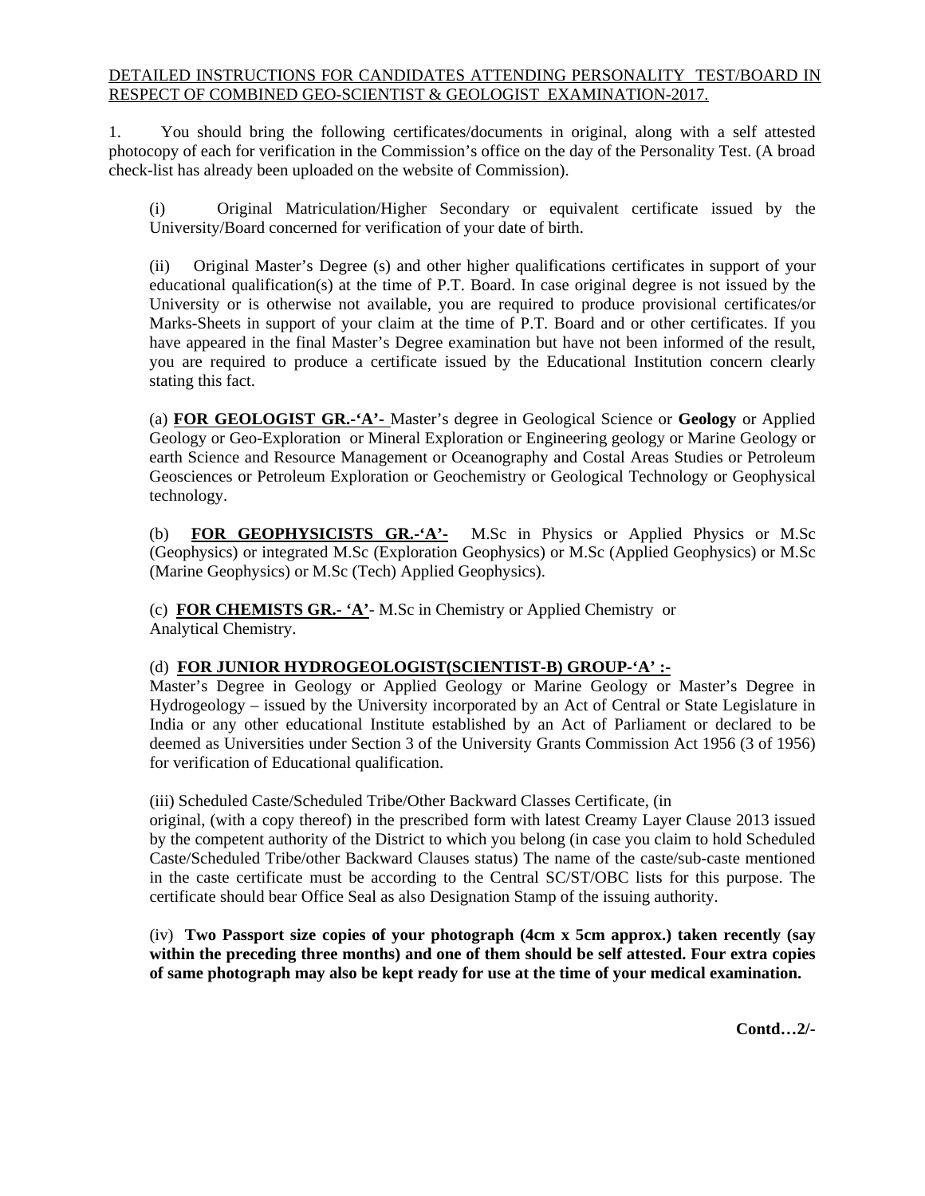<u>DETAILED INSTRUCTIONS FOR CANDIDATES ATTENDING PERSONALITY TEST/BOARD IN RESPECT OF COMBINED GEO-SCIENTIST & GEOLOGIST EXAMINATION-2017.</u>

1. You should bring the following certificates/documents in original, along with a self attested photocopy of each for verification in the Commission's office on the day of the Personality Test. (A broad check-list has already been uploaded on the website of Commission).

(i) Original Matriculation/Higher Secondary or equivalent certificate issued by the University/Board concerned for verification of your date of birth.

(ii) Original Master's Degree (s) and other higher qualifications certificates in support of your educational qualification(s) at the time of P.T. Board. In case original degree is not issued by the University or is otherwise not available, you are required to produce provisional certificates/or Marks-Sheets in support of your claim at the time of P.T. Board and or other certificates. If you have appeared in the final Master's Degree examination but have not been informed of the result, you are required to produce a certificate issued by the Educational Institution concern clearly stating this fact.

(a) **<u>FOR GEOLOGIST GR.-'A'-</u>** Master's degree in Geological Science or **Geology** or Applied Geology or Geo-Exploration or Mineral Exploration or Engineering geology or Marine Geology or earth Science and Resource Management or Oceanography and Costal Areas Studies or Petroleum Geosciences or Petroleum Exploration or Geochemistry or Geological Technology or Geophysical technology.

(b) **<u>FOR GEOPHYSICISTS GR.-'A'-</u>** M.Sc in Physics or Applied Physics or M.Sc (Geophysics) or integrated M.Sc (Exploration Geophysics) or M.Sc (Applied Geophysics) or M.Sc (Marine Geophysics) or M.Sc (Tech) Applied Geophysics).

(c) **<u>FOR CHEMISTS GR.- 'A'</u>**- M.Sc in Chemistry or Applied Chemistry or Analytical Chemistry.

(d) **<u>FOR JUNIOR HYDROGEOLOGIST(SCIENTIST-B) GROUP-'A' :-</u>**
Master's Degree in Geology or Applied Geology or Marine Geology or Master's Degree in Hydrogeology – issued by the University incorporated by an Act of Central or State Legislature in India or any other educational Institute established by an Act of Parliament or declared to be deemed as Universities under Section 3 of the University Grants Commission Act 1956 (3 of 1956) for verification of Educational qualification.

(iii) Scheduled Caste/Scheduled Tribe/Other Backward Classes Certificate, (in original, (with a copy thereof) in the prescribed form with latest Creamy Layer Clause 2013 issued by the competent authority of the District to which you belong (in case you claim to hold Scheduled Caste/Scheduled Tribe/other Backward Clauses status) The name of the caste/sub-caste mentioned in the caste certificate must be according to the Central SC/ST/OBC lists for this purpose. The certificate should bear Office Seal as also Designation Stamp of the issuing authority.

(iv) **Two Passport size copies of your photograph (4cm x 5cm approx.) taken recently (say within the preceding three months) and one of them should be self attested. Four extra copies of same photograph may also be kept ready for use at the time of your medical examination.**

**Contd…2/-**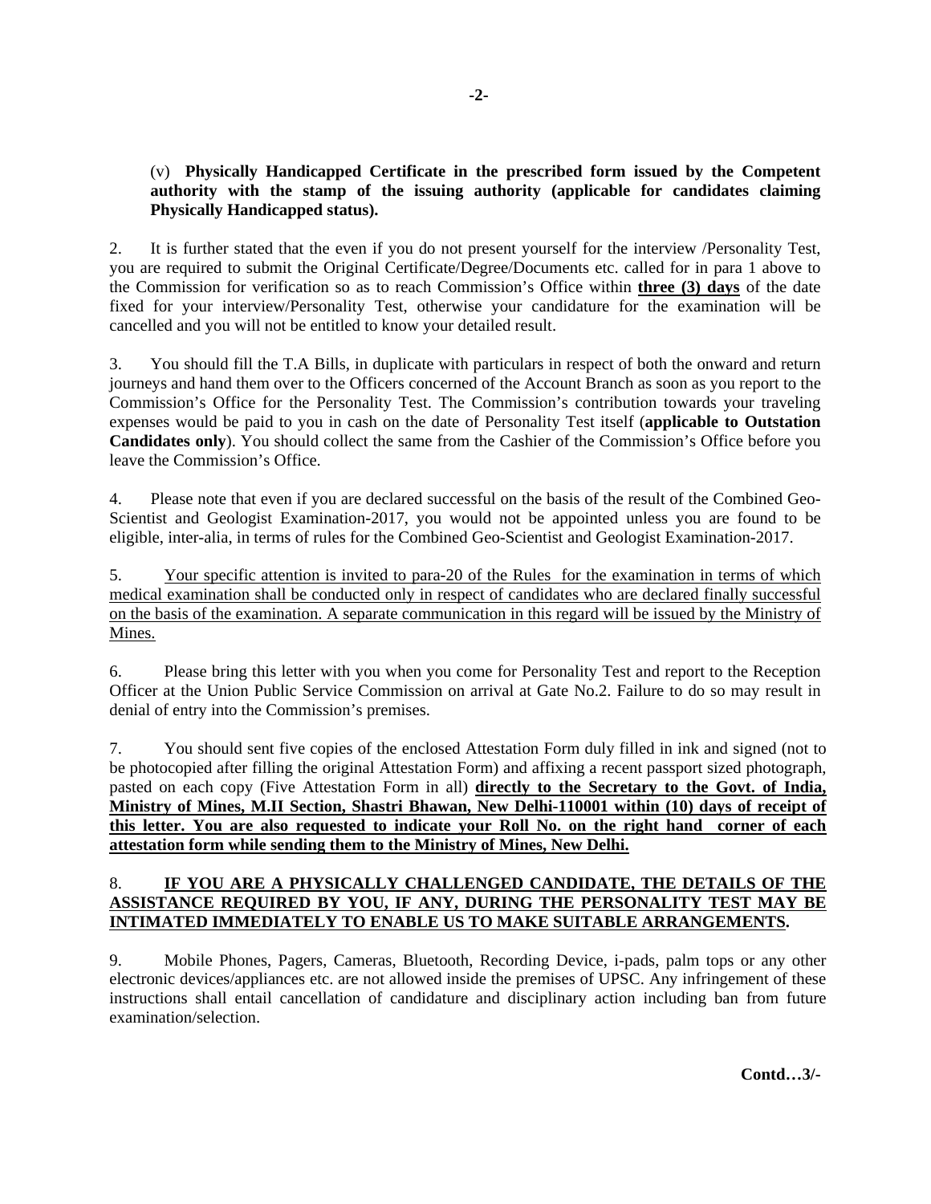(v) **Physically Handicapped Certificate in the prescribed form issued by the Competent authority with the stamp of the issuing authority (applicable for candidates claiming Physically Handicapped status).**

2. It is further stated that the even if you do not present yourself for the interview /Personality Test, you are required to submit the Original Certificate/Degree/Documents etc. called for in para 1 above to the Commission for verification so as to reach Commission's Office within **three (3) days** of the date fixed for your interview/Personality Test, otherwise your candidature for the examination will be cancelled and you will not be entitled to know your detailed result.

3. You should fill the T.A Bills, in duplicate with particulars in respect of both the onward and return journeys and hand them over to the Officers concerned of the Account Branch as soon as you report to the Commission's Office for the Personality Test. The Commission's contribution towards your traveling expenses would be paid to you in cash on the date of Personality Test itself (**applicable to Outstation Candidates only**). You should collect the same from the Cashier of the Commission's Office before you leave the Commission's Office.

4. Please note that even if you are declared successful on the basis of the result of the Combined Geo-Scientist and Geologist Examination-2017, you would not be appointed unless you are found to be eligible, inter-alia, in terms of rules for the Combined Geo-Scientist and Geologist Examination-2017.

5. Your specific attention is invited to para-20 of the Rules for the examination in terms of which medical examination shall be conducted only in respect of candidates who are declared finally successful on the basis of the examination. A separate communication in this regard will be issued by the Ministry of Mines.

6. Please bring this letter with you when you come for Personality Test and report to the Reception Officer at the Union Public Service Commission on arrival at Gate No.2. Failure to do so may result in denial of entry into the Commission's premises.

7. You should sent five copies of the enclosed Attestation Form duly filled in ink and signed (not to be photocopied after filling the original Attestation Form) and affixing a recent passport sized photograph, pasted on each copy (Five Attestation Form in all) **directly to the Secretary to the Govt. of India, Ministry of Mines, M.II Section, Shastri Bhawan, New Delhi-110001 within (10) days of receipt of this letter. You are also requested to indicate your Roll No. on the right hand corner of each attestation form while sending them to the Ministry of Mines, New Delhi.**

8. **IF YOU ARE A PHYSICALLY CHALLENGED CANDIDATE, THE DETAILS OF THE ASSISTANCE REQUIRED BY YOU, IF ANY, DURING THE PERSONALITY TEST MAY BE INTIMATED IMMEDIATELY TO ENABLE US TO MAKE SUITABLE ARRANGEMENTS.**

9. Mobile Phones, Pagers, Cameras, Bluetooth, Recording Device, i-pads, palm tops or any other electronic devices/appliances etc. are not allowed inside the premises of UPSC. Any infringement of these instructions shall entail cancellation of candidature and disciplinary action including ban from future examination/selection.

**Contd…3/-**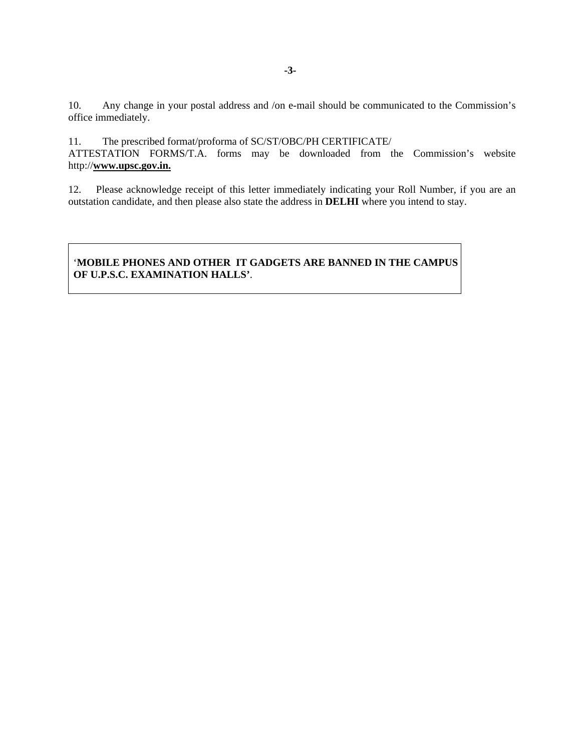10. Any change in your postal address and /on e-mail should be communicated to the Commission's office immediately.

11. The prescribed format/proforma of SC/ST/OBC/PH CERTIFICATE/ ATTESTATION FORMS/T.A. forms may be downloaded from the Commission's website http://**www.upsc.gov.in.**

12. Please acknowledge receipt of this letter immediately indicating your Roll Number, if you are an outstation candidate, and then please also state the address in **DELHI** where you intend to stay.

'**MOBILE PHONES AND OTHER IT GADGETS ARE BANNED IN THE CAMPUS OF U.P.S.C. EXAMINATION HALLS'**.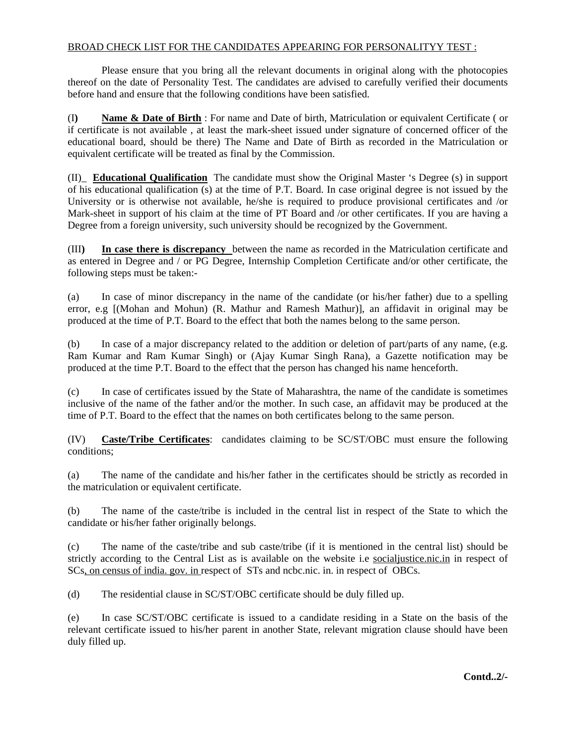BROAD CHECK LIST FOR THE CANDIDATES APPEARING FOR PERSONALITYY TEST :

Please ensure that you bring all the relevant documents in original along with the photocopies thereof on the date of Personality Test. The candidates are advised to carefully verified their documents before hand and ensure that the following conditions have been satisfied.

(I) **Name & Date of Birth** : For name and Date of birth, Matriculation or equivalent Certificate ( or if certificate is not available , at least the mark-sheet issued under signature of concerned officer of the educational board, should be there) The Name and Date of Birth as recorded in the Matriculation or equivalent certificate will be treated as final by the Commission.

(II)_ **Educational Qualification** The candidate must show the Original Master 's Degree (s) in support of his educational qualification (s) at the time of P.T. Board. In case original degree is not issued by the University or is otherwise not available, he/she is required to produce provisional certificates and /or Mark-sheet in support of his claim at the time of PT Board and /or other certificates. If you are having a Degree from a foreign university, such university should be recognized by the Government.

(III) **In case there is discrepancy** between the name as recorded in the Matriculation certificate and as entered in Degree and / or PG Degree, Internship Completion Certificate and/or other certificate, the following steps must be taken:-

(a) In case of minor discrepancy in the name of the candidate (or his/her father) due to a spelling error, e.g [(Mohan and Mohun) (R. Mathur and Ramesh Mathur)], an affidavit in original may be produced at the time of P.T. Board to the effect that both the names belong to the same person.

(b) In case of a major discrepancy related to the addition or deletion of part/parts of any name, (e.g. Ram Kumar and Ram Kumar Singh) or (Ajay Kumar Singh Rana), a Gazette notification may be produced at the time P.T. Board to the effect that the person has changed his name henceforth.

(c) In case of certificates issued by the State of Maharashtra, the name of the candidate is sometimes inclusive of the name of the father and/or the mother. In such case, an affidavit may be produced at the time of P.T. Board to the effect that the names on both certificates belong to the same person.

(IV) **Caste/Tribe Certificates**: candidates claiming to be SC/ST/OBC must ensure the following conditions;

(a) The name of the candidate and his/her father in the certificates should be strictly as recorded in the matriculation or equivalent certificate.

(b) The name of the caste/tribe is included in the central list in respect of the State to which the candidate or his/her father originally belongs.

(c) The name of the caste/tribe and sub caste/tribe (if it is mentioned in the central list) should be strictly according to the Central List as is available on the website i.e socialjustice.nic.in in respect of SCs, on census of india. gov. in respect of STs and ncbc.nic. in. in respect of OBCs.

(d) The residential clause in SC/ST/OBC certificate should be duly filled up.

(e) In case SC/ST/OBC certificate is issued to a candidate residing in a State on the basis of the relevant certificate issued to his/her parent in another State, relevant migration clause should have been duly filled up.

**Contd..2/-**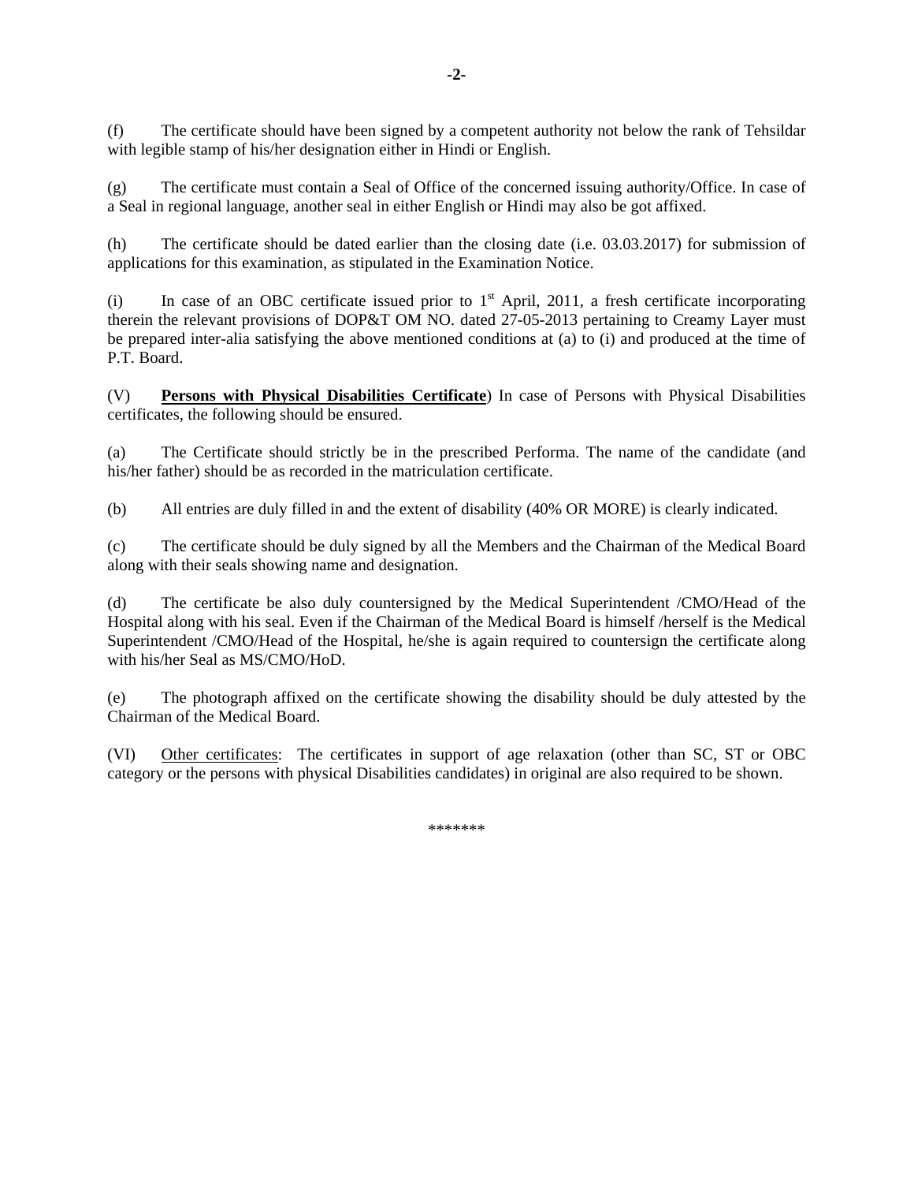(f) The certificate should have been signed by a competent authority not below the rank of Tehsildar with legible stamp of his/her designation either in Hindi or English.

(g) The certificate must contain a Seal of Office of the concerned issuing authority/Office. In case of a Seal in regional language, another seal in either English or Hindi may also be got affixed.

(h) The certificate should be dated earlier than the closing date (i.e. 03.03.2017) for submission of applications for this examination, as stipulated in the Examination Notice.

(i) In case of an OBC certificate issued prior to 1st April, 2011, a fresh certificate incorporating therein the relevant provisions of DOP&T OM NO. dated 27-05-2013 pertaining to Creamy Layer must be prepared inter-alia satisfying the above mentioned conditions at (a) to (i) and produced at the time of P.T. Board.

(V) **<u>Persons with Physical Disabilities Certificate</u>**) In case of Persons with Physical Disabilities certificates, the following should be ensured.

(a) The Certificate should strictly be in the prescribed Performa. The name of the candidate (and his/her father) should be as recorded in the matriculation certificate.

(b) All entries are duly filled in and the extent of disability (40% OR MORE) is clearly indicated.

(c) The certificate should be duly signed by all the Members and the Chairman of the Medical Board along with their seals showing name and designation.

(d) The certificate be also duly countersigned by the Medical Superintendent /CMO/Head of the Hospital along with his seal. Even if the Chairman of the Medical Board is himself /herself is the Medical Superintendent /CMO/Head of the Hospital, he/she is again required to countersign the certificate along with his/her Seal as MS/CMO/HoD.

(e) The photograph affixed on the certificate showing the disability should be duly attested by the Chairman of the Medical Board.

(VI) <u>Other certificates</u>: The certificates in support of age relaxation (other than SC, ST or OBC category or the persons with physical Disabilities candidates) in original are also required to be shown.

\*\*\*\*\*\*\*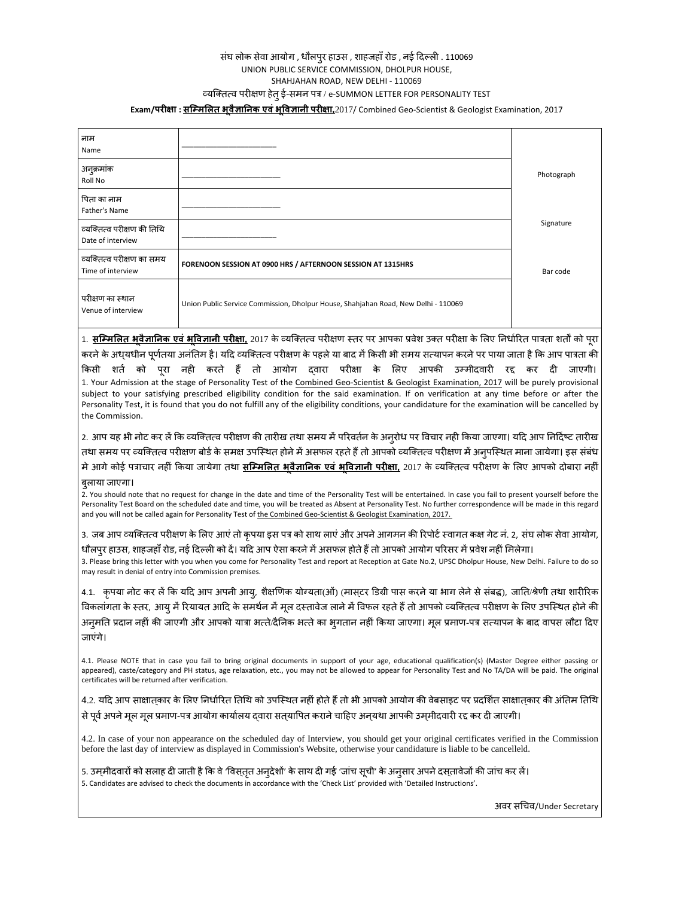संघ लोक सेवा आयोग , धौलपुर हाउस , शाहजहाँ रोड , नई दिल्ली . 110069
UNION PUBLIC SERVICE COMMISSION, DHOLPUR HOUSE,
SHAHJAHAN ROAD, NEW DELHI - 110069
व्यक्तित्व परीक्षण हेतु ई-समन पत्र / e-SUMMON LETTER FOR PERSONALITY TEST

**Exam/परीक्षा : सम्मिलित भूवैज्ञानिक एवं भूविज्ञानी परीक्षा,**2017/ Combined Geo-Scientist & Geologist Examination, 2017

| | | |
|---|---|---|
| नाम<br>Name | ______________________ | Photograph |
| अनुक्रमांक<br>Roll No | ______________________ | |
| पिता का नाम<br>Father's Name | ______________________ | Signature |
| व्यक्तित्व परीक्षण की तिथि<br>Date of interview | ______________________ | |
| व्यक्तित्व परीक्षण का समय<br>Time of interview | **FORENOON SESSION AT 0900 HRS / AFTERNOON SESSION AT 1315HRS** | Bar code |
| परीक्षण का स्थान<br>Venue of interview | Union Public Service Commission, Dholpur House, Shahjahan Road, New Delhi - 110069 | |

1. **सम्मिलित भूवैज्ञानिक एवं भूविज्ञानी परीक्षा,** 2017 के व्यक्तित्व परीक्षण स्तर पर आपका प्रवेश उक्त परीक्षा के लिए निर्धारित पात्रता शर्तों को पूरा करने के अध्यधीन पूर्णतया अनंतिम है। यदि व्यक्तित्व परीक्षण के पहले या बाद में किसी भी समय सत्यापन करने पर पाया जाता है कि आप पात्रता की किसी शर्त को पूरा नही करते हैं तो आयोग द्वारा परीक्षा के लिए आपकी उम्मीदवारी रद्द कर दी जाएगी।
1. Your Admission at the stage of Personality Test of the Combined Geo-Scientist & Geologist Examination, 2017 will be purely provisional subject to your satisfying prescribed eligibility condition for the said examination. If on verification at any time before or after the Personality Test, it is found that you do not fulfill any of the eligibility conditions, your candidature for the examination will be cancelled by the Commission.

2. आप यह भी नोट कर लें कि व्यक्तित्व परीक्षण की तारीख तथा समय में परिवर्तन के अनुरोध पर विचार नही किया जाएगा। यदि आप निर्दिष्ट तारीख तथा समय पर व्यक्तित्व परीक्षण बोर्ड के समक्ष उपस्थित होने में असफल रहते हैं तो आपको व्यक्तित्व परीक्षण में अनुपस्थित माना जायेगा। इस संबंध मे आगे कोई पत्राचार नहीं किया जायेगा तथा **सम्मिलित भूवैज्ञानिक एवं भूविज्ञानी परीक्षा,** 2017 के व्यक्तित्व परीक्षण के लिए आपको दोबारा नहीं बुलाया जाएगा।
2. You should note that no request for change in the date and time of the Personality Test will be entertained. In case you fail to present yourself before the Personality Test Board on the scheduled date and time, you will be treated as Absent at Personality Test. No further correspondence will be made in this regard and you will not be called again for Personality Test of the Combined Geo-Scientist & Geologist Examination, 2017.

3. जब आप व्यक्तित्व परीक्षण के लिए आएं तो कृपया इस पत्र को साथ लाएं और अपने आगमन की रिपोर्ट स्वागत कक्ष गेट नं. 2, संघ लोक सेवा आयोग, धौलपुर हाउस, शाहजहाँ रोड, नई दिल्ली को दें। यदि आप ऐसा करने में असफल होते हैं तो आपको आयोग परिसर में प्रवेश नहीं मिलेगा।
3. Please bring this letter with you when you come for Personality Test and report at Reception at Gate No.2, UPSC Dholpur House, New Delhi. Failure to do so may result in denial of entry into Commission premises.

4.1. कृपया नोट कर लें कि यदि आप अपनी आयु, शैक्षणिक योग्यता(ओं) (मास्टर डिग्री पास करने या भाग लेने से संबद्ध), जाति/श्रेणी तथा शारीरिक विकलांगता के स्तर, आयु में रियायत आदि के समर्थन में मूल दस्तावेज लाने में विफल रहते हैं तो आपको व्यक्तित्व परीक्षण के लिए उपस्थित होने की अनुमति प्रदान नहीं की जाएगी और आपको यात्रा भत्ते/दैनिक भत्ते का भुगतान नहीं किया जाएगा। मूल प्रमाण-पत्र सत्यापन के बाद वापस लौटा दिए जाएंगे।

4.1. Please NOTE that in case you fail to bring original documents in support of your age, educational qualification(s) (Master Degree either passing or appeared), caste/category and PH status, age relaxation, etc., you may not be allowed to appear for Personality Test and no TA/DA will be paid. The original certificates will be returned after verification.

4.2. यदि आप साक्षात्कार के लिए निर्धारित तिथि को उपस्थित नहीं होते हैं तो भी आपको आयोग की वेबसाइट पर प्रदर्शित साक्षात्कार की अंतिम तिथि से पूर्व अपने मूल मूल प्रमाण-पत्र आयोग कार्यालय द्वारा सत्यापित कराने चाहिए अन्यथा आपकी उम्मीदवारी रद्द कर दी जाएगी।

4.2. In case of your non appearance on the scheduled day of Interview, you should get your original certificates verified in the Commission before the last day of interview as displayed in Commission's Website, otherwise your candidature is liable to be cancelleld.

5. उम्मीदवारों को सलाह दी जाती है कि वे 'विस्तृत अनुदेशों' के साथ दी गई 'जांच सूची' के अनुसार अपने दस्तावेजों की जांच कर लें।
5. Candidates are advised to check the documents in accordance with the 'Check List' provided with 'Detailed Instructions'.

अवर सचिव/Under Secretary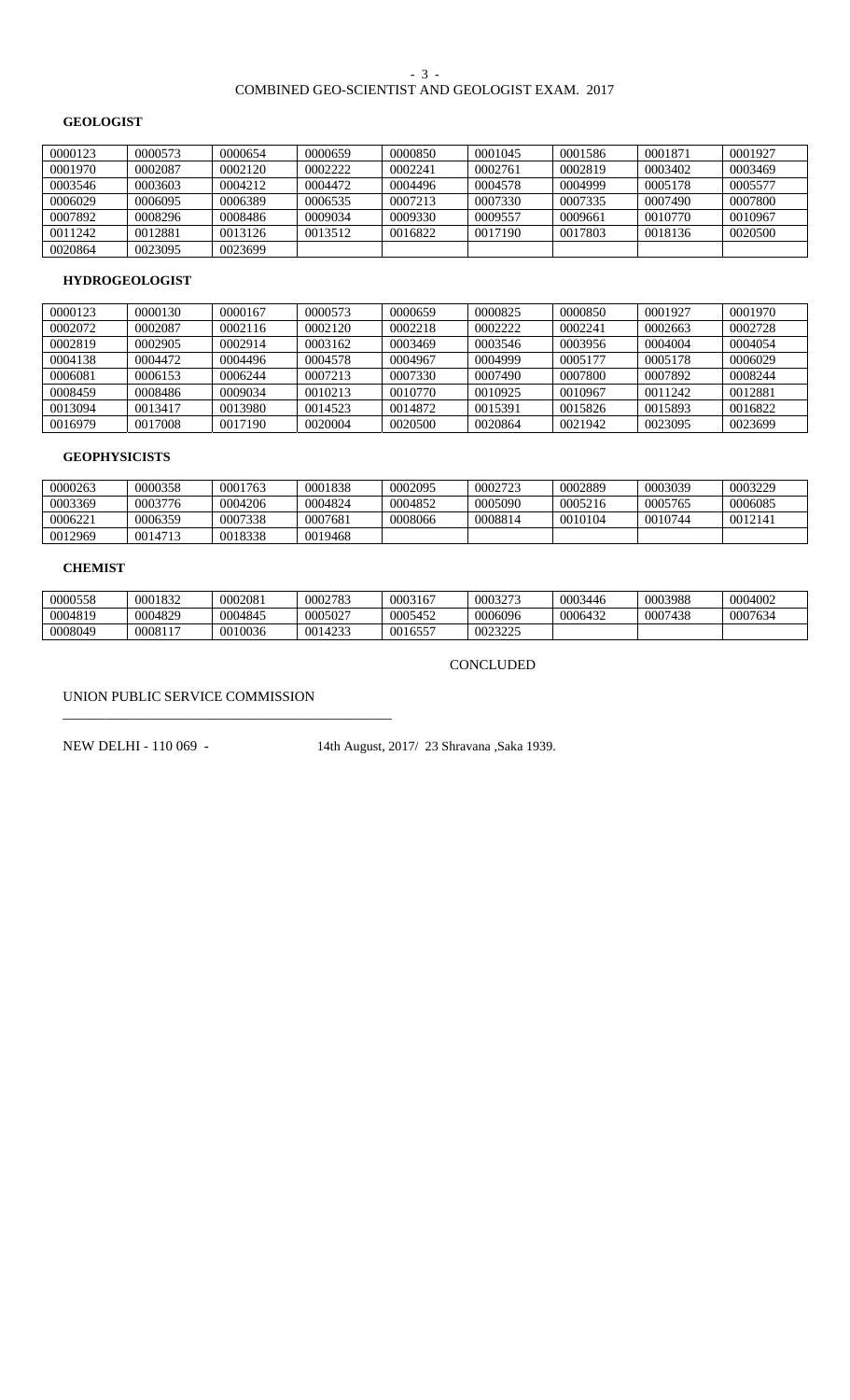COMBINED GEO-SCIENTIST AND GEOLOGIST EXAM. 2017

**GEOLOGIST**

| | | | | | | | | |
|---|---|---|---|---|---|---|---|---|
| 0000123 | 0000573 | 0000654 | 0000659 | 0000850 | 0001045 | 0001586 | 0001871 | 0001927 |
| 0001970 | 0002087 | 0002120 | 0002222 | 0002241 | 0002761 | 0002819 | 0003402 | 0003469 |
| 0003546 | 0003603 | 0004212 | 0004472 | 0004496 | 0004578 | 0004999 | 0005178 | 0005577 |
| 0006029 | 0006095 | 0006389 | 0006535 | 0007213 | 0007330 | 0007335 | 0007490 | 0007800 |
| 0007892 | 0008296 | 0008486 | 0009034 | 0009330 | 0009557 | 0009661 | 0010770 | 0010967 |
| 0011242 | 0012881 | 0013126 | 0013512 | 0016822 | 0017190 | 0017803 | 0018136 | 0020500 |
| 0020864 | 0023095 | 0023699 | | | | | | |

**HYDROGEOLOGIST**

| | | | | | | | | |
|---|---|---|---|---|---|---|---|---|
| 0000123 | 0000130 | 0000167 | 0000573 | 0000659 | 0000825 | 0000850 | 0001927 | 0001970 |
| 0002072 | 0002087 | 0002116 | 0002120 | 0002218 | 0002222 | 0002241 | 0002663 | 0002728 |
| 0002819 | 0002905 | 0002914 | 0003162 | 0003469 | 0003546 | 0003956 | 0004004 | 0004054 |
| 0004138 | 0004472 | 0004496 | 0004578 | 0004967 | 0004999 | 0005177 | 0005178 | 0006029 |
| 0006081 | 0006153 | 0006244 | 0007213 | 0007330 | 0007490 | 0007800 | 0007892 | 0008244 |
| 0008459 | 0008486 | 0009034 | 0010213 | 0010770 | 0010925 | 0010967 | 0011242 | 0012881 |
| 0013094 | 0013417 | 0013980 | 0014523 | 0014872 | 0015391 | 0015826 | 0015893 | 0016822 |
| 0016979 | 0017008 | 0017190 | 0020004 | 0020500 | 0020864 | 0021942 | 0023095 | 0023699 |

**GEOPHYSICISTS**

| | | | | | | | | |
|---|---|---|---|---|---|---|---|---|
| 0000263 | 0000358 | 0001763 | 0001838 | 0002095 | 0002723 | 0002889 | 0003039 | 0003229 |
| 0003369 | 0003776 | 0004206 | 0004824 | 0004852 | 0005090 | 0005216 | 0005765 | 0006085 |
| 0006221 | 0006359 | 0007338 | 0007681 | 0008066 | 0008814 | 0010104 | 0010744 | 0012141 |
| 0012969 | 0014713 | 0018338 | 0019468 | | | | | |

**CHEMIST**

| | | | | | | | | |
|---|---|---|---|---|---|---|---|---|
| 0000558 | 0001832 | 0002081 | 0002783 | 0003167 | 0003273 | 0003446 | 0003988 | 0004002 |
| 0004819 | 0004829 | 0004845 | 0005027 | 0005452 | 0006096 | 0006432 | 0007438 | 0007634 |
| 0008049 | 0008117 | 0010036 | 0014233 | 0016557 | 0023225 | | | |

CONCLUDED

UNION PUBLIC SERVICE COMMISSION

NEW DELHI - 110 069 - 14th August, 2017/ 23 Shravana ,Saka 1939.